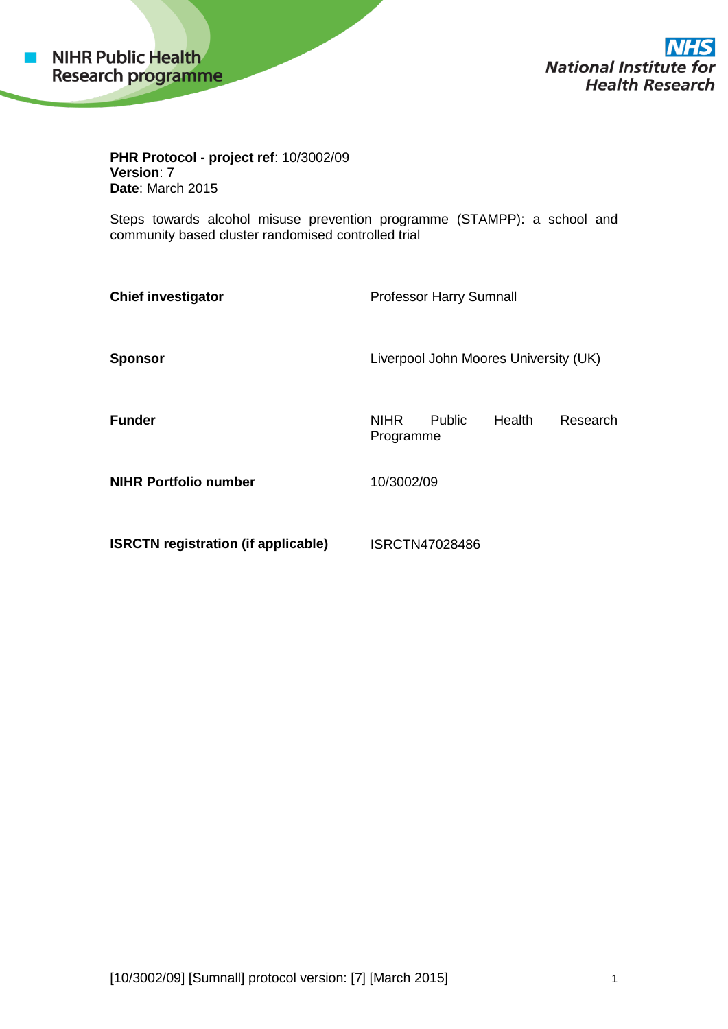NIHR Public Health Research programme

NHS National Institute for Health Research

**PHR Protocol - project ref**: 10/3002/09
**Version**: 7
**Date**: March 2015

Steps towards alcohol misuse prevention programme (STAMPP): a school and community based cluster randomised controlled trial

| | |
|---|---|
| **Chief investigator** | Professor Harry Sumnall |
| **Sponsor** | Liverpool John Moores University (UK) |
| **Funder** | NIHR Public Health Research Programme |
| **NIHR Portfolio number** | 10/3002/09 |
| **ISRCTN registration (if applicable)** | ISRCTN47028486 |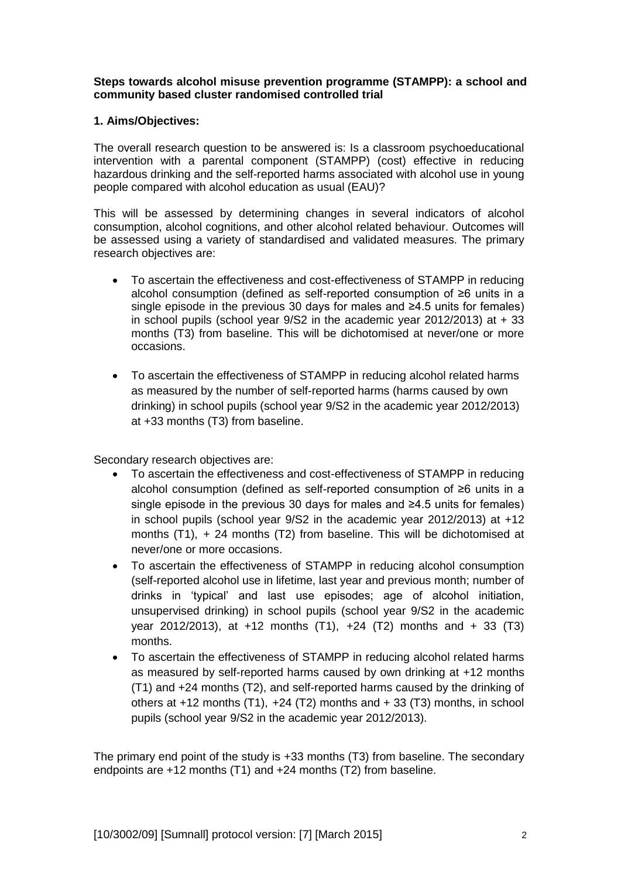**Steps towards alcohol misuse prevention programme (STAMPP): a school and community based cluster randomised controlled trial**

**1. Aims/Objectives:**

The overall research question to be answered is: Is a classroom psychoeducational intervention with a parental component (STAMPP) (cost) effective in reducing hazardous drinking and the self-reported harms associated with alcohol use in young people compared with alcohol education as usual (EAU)?

This will be assessed by determining changes in several indicators of alcohol consumption, alcohol cognitions, and other alcohol related behaviour. Outcomes will be assessed using a variety of standardised and validated measures. The primary research objectives are:

- To ascertain the effectiveness and cost-effectiveness of STAMPP in reducing alcohol consumption (defined as self-reported consumption of ≥6 units in a single episode in the previous 30 days for males and ≥4.5 units for females) in school pupils (school year 9/S2 in the academic year 2012/2013) at + 33 months (T3) from baseline. This will be dichotomised at never/one or more occasions.
- To ascertain the effectiveness of STAMPP in reducing alcohol related harms as measured by the number of self-reported harms (harms caused by own drinking) in school pupils (school year 9/S2 in the academic year 2012/2013) at +33 months (T3) from baseline.

Secondary research objectives are:

- To ascertain the effectiveness and cost-effectiveness of STAMPP in reducing alcohol consumption (defined as self-reported consumption of ≥6 units in a single episode in the previous 30 days for males and ≥4.5 units for females) in school pupils (school year 9/S2 in the academic year 2012/2013) at +12 months (T1), + 24 months (T2) from baseline. This will be dichotomised at never/one or more occasions.
- To ascertain the effectiveness of STAMPP in reducing alcohol consumption (self-reported alcohol use in lifetime, last year and previous month; number of drinks in 'typical' and last use episodes; age of alcohol initiation, unsupervised drinking) in school pupils (school year 9/S2 in the academic year 2012/2013), at +12 months (T1), +24 (T2) months and + 33 (T3) months.
- To ascertain the effectiveness of STAMPP in reducing alcohol related harms as measured by self-reported harms caused by own drinking at +12 months (T1) and +24 months (T2), and self-reported harms caused by the drinking of others at +12 months (T1), +24 (T2) months and + 33 (T3) months, in school pupils (school year 9/S2 in the academic year 2012/2013).

The primary end point of the study is +33 months (T3) from baseline. The secondary endpoints are +12 months (T1) and +24 months (T2) from baseline.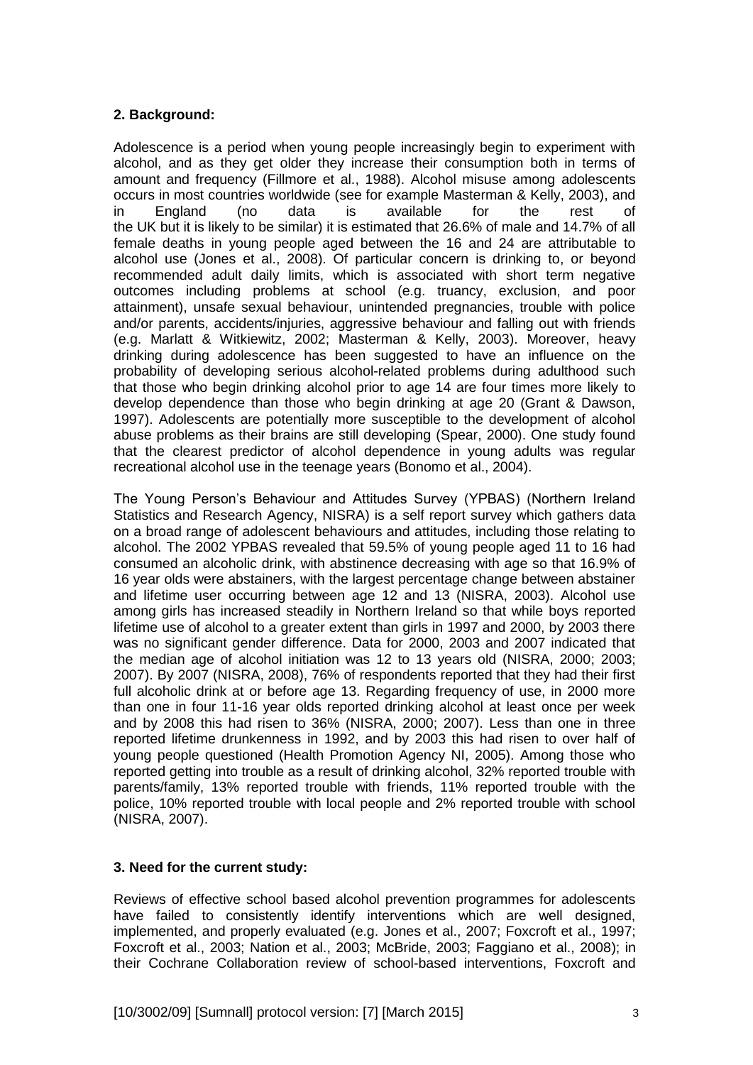## 2. Background:

Adolescence is a period when young people increasingly begin to experiment with alcohol, and as they get older they increase their consumption both in terms of amount and frequency (Fillmore et al., 1988). Alcohol misuse among adolescents occurs in most countries worldwide (see for example Masterman & Kelly, 2003), and in England (no data is available for the rest of the UK but it is likely to be similar) it is estimated that 26.6% of male and 14.7% of all female deaths in young people aged between the 16 and 24 are attributable to alcohol use (Jones et al., 2008). Of particular concern is drinking to, or beyond recommended adult daily limits, which is associated with short term negative outcomes including problems at school (e.g. truancy, exclusion, and poor attainment), unsafe sexual behaviour, unintended pregnancies, trouble with police and/or parents, accidents/injuries, aggressive behaviour and falling out with friends (e.g. Marlatt & Witkiewitz, 2002; Masterman & Kelly, 2003). Moreover, heavy drinking during adolescence has been suggested to have an influence on the probability of developing serious alcohol-related problems during adulthood such that those who begin drinking alcohol prior to age 14 are four times more likely to develop dependence than those who begin drinking at age 20 (Grant & Dawson, 1997). Adolescents are potentially more susceptible to the development of alcohol abuse problems as their brains are still developing (Spear, 2000). One study found that the clearest predictor of alcohol dependence in young adults was regular recreational alcohol use in the teenage years (Bonomo et al., 2004).

The Young Person's Behaviour and Attitudes Survey (YPBAS) (Northern Ireland Statistics and Research Agency, NISRA) is a self report survey which gathers data on a broad range of adolescent behaviours and attitudes, including those relating to alcohol. The 2002 YPBAS revealed that 59.5% of young people aged 11 to 16 had consumed an alcoholic drink, with abstinence decreasing with age so that 16.9% of 16 year olds were abstainers, with the largest percentage change between abstainer and lifetime user occurring between age 12 and 13 (NISRA, 2003). Alcohol use among girls has increased steadily in Northern Ireland so that while boys reported lifetime use of alcohol to a greater extent than girls in 1997 and 2000, by 2003 there was no significant gender difference. Data for 2000, 2003 and 2007 indicated that the median age of alcohol initiation was 12 to 13 years old (NISRA, 2000; 2003; 2007). By 2007 (NISRA, 2008), 76% of respondents reported that they had their first full alcoholic drink at or before age 13. Regarding frequency of use, in 2000 more than one in four 11-16 year olds reported drinking alcohol at least once per week and by 2008 this had risen to 36% (NISRA, 2000; 2007). Less than one in three reported lifetime drunkenness in 1992, and by 2003 this had risen to over half of young people questioned (Health Promotion Agency NI, 2005). Among those who reported getting into trouble as a result of drinking alcohol, 32% reported trouble with parents/family, 13% reported trouble with friends, 11% reported trouble with the police, 10% reported trouble with local people and 2% reported trouble with school (NISRA, 2007).

## 3. Need for the current study:

Reviews of effective school based alcohol prevention programmes for adolescents have failed to consistently identify interventions which are well designed, implemented, and properly evaluated (e.g. Jones et al., 2007; Foxcroft et al., 1997; Foxcroft et al., 2003; Nation et al., 2003; McBride, 2003; Faggiano et al., 2008); in their Cochrane Collaboration review of school-based interventions, Foxcroft and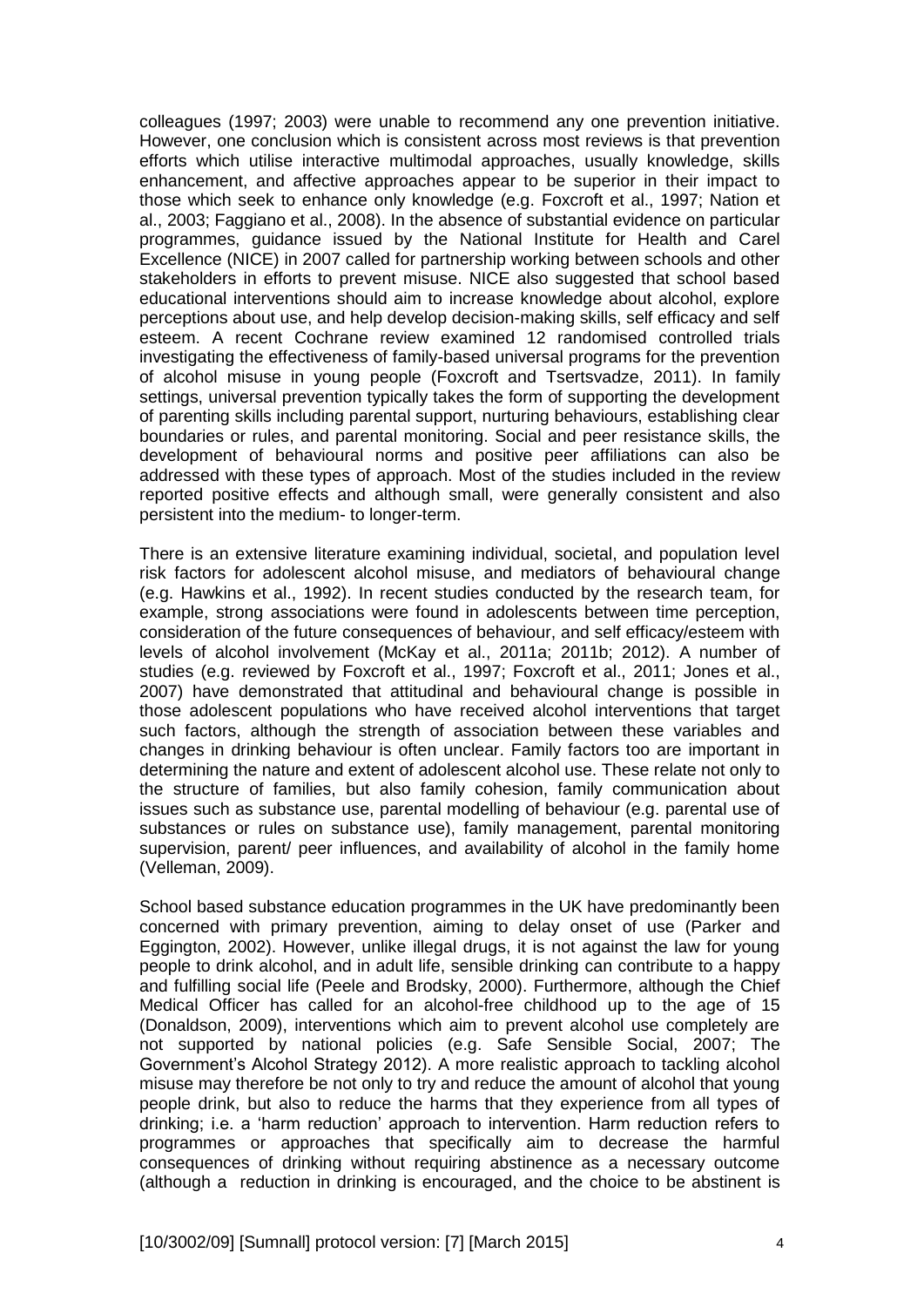colleagues (1997; 2003) were unable to recommend any one prevention initiative. However, one conclusion which is consistent across most reviews is that prevention efforts which utilise interactive multimodal approaches, usually knowledge, skills enhancement, and affective approaches appear to be superior in their impact to those which seek to enhance only knowledge (e.g. Foxcroft et al., 1997; Nation et al., 2003; Faggiano et al., 2008). In the absence of substantial evidence on particular programmes, guidance issued by the National Institute for Health and Carel Excellence (NICE) in 2007 called for partnership working between schools and other stakeholders in efforts to prevent misuse. NICE also suggested that school based educational interventions should aim to increase knowledge about alcohol, explore perceptions about use, and help develop decision-making skills, self efficacy and self esteem. A recent Cochrane review examined 12 randomised controlled trials investigating the effectiveness of family-based universal programs for the prevention of alcohol misuse in young people (Foxcroft and Tsertsvadze, 2011). In family settings, universal prevention typically takes the form of supporting the development of parenting skills including parental support, nurturing behaviours, establishing clear boundaries or rules, and parental monitoring. Social and peer resistance skills, the development of behavioural norms and positive peer affiliations can also be addressed with these types of approach. Most of the studies included in the review reported positive effects and although small, were generally consistent and also persistent into the medium- to longer-term.

There is an extensive literature examining individual, societal, and population level risk factors for adolescent alcohol misuse, and mediators of behavioural change (e.g. Hawkins et al., 1992). In recent studies conducted by the research team, for example, strong associations were found in adolescents between time perception, consideration of the future consequences of behaviour, and self efficacy/esteem with levels of alcohol involvement (McKay et al., 2011a; 2011b; 2012). A number of studies (e.g. reviewed by Foxcroft et al., 1997; Foxcroft et al., 2011; Jones et al., 2007) have demonstrated that attitudinal and behavioural change is possible in those adolescent populations who have received alcohol interventions that target such factors, although the strength of association between these variables and changes in drinking behaviour is often unclear. Family factors too are important in determining the nature and extent of adolescent alcohol use. These relate not only to the structure of families, but also family cohesion, family communication about issues such as substance use, parental modelling of behaviour (e.g. parental use of substances or rules on substance use), family management, parental monitoring supervision, parent/ peer influences, and availability of alcohol in the family home (Velleman, 2009).

School based substance education programmes in the UK have predominantly been concerned with primary prevention, aiming to delay onset of use (Parker and Eggington, 2002). However, unlike illegal drugs, it is not against the law for young people to drink alcohol, and in adult life, sensible drinking can contribute to a happy and fulfilling social life (Peele and Brodsky, 2000). Furthermore, although the Chief Medical Officer has called for an alcohol-free childhood up to the age of 15 (Donaldson, 2009), interventions which aim to prevent alcohol use completely are not supported by national policies (e.g. Safe Sensible Social, 2007; The Government's Alcohol Strategy 2012). A more realistic approach to tackling alcohol misuse may therefore be not only to try and reduce the amount of alcohol that young people drink, but also to reduce the harms that they experience from all types of drinking; i.e. a 'harm reduction' approach to intervention. Harm reduction refers to programmes or approaches that specifically aim to decrease the harmful consequences of drinking without requiring abstinence as a necessary outcome (although a reduction in drinking is encouraged, and the choice to be abstinent is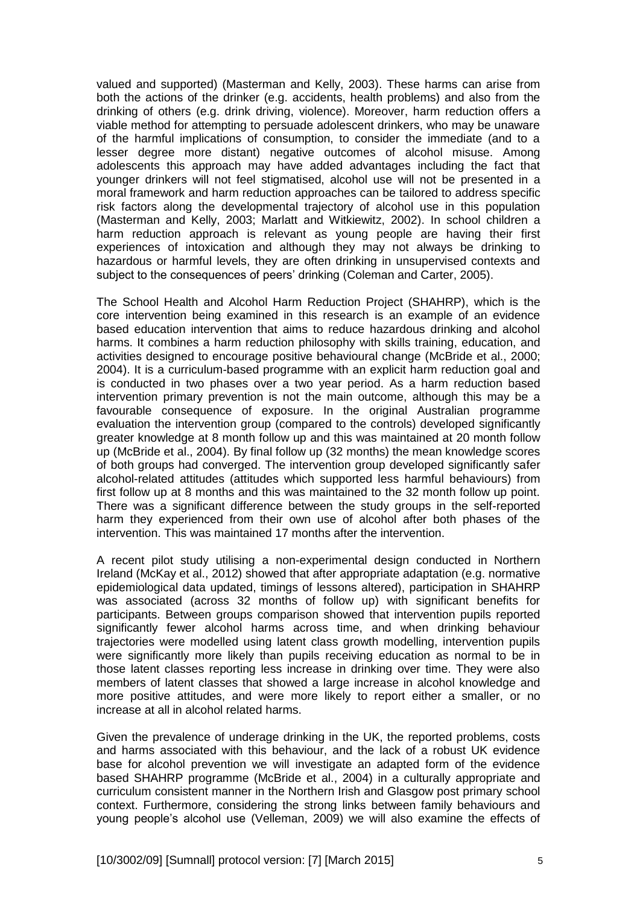valued and supported) (Masterman and Kelly, 2003). These harms can arise from both the actions of the drinker (e.g. accidents, health problems) and also from the drinking of others (e.g. drink driving, violence). Moreover, harm reduction offers a viable method for attempting to persuade adolescent drinkers, who may be unaware of the harmful implications of consumption, to consider the immediate (and to a lesser degree more distant) negative outcomes of alcohol misuse. Among adolescents this approach may have added advantages including the fact that younger drinkers will not feel stigmatised, alcohol use will not be presented in a moral framework and harm reduction approaches can be tailored to address specific risk factors along the developmental trajectory of alcohol use in this population (Masterman and Kelly, 2003; Marlatt and Witkiewitz, 2002). In school children a harm reduction approach is relevant as young people are having their first experiences of intoxication and although they may not always be drinking to hazardous or harmful levels, they are often drinking in unsupervised contexts and subject to the consequences of peers' drinking (Coleman and Carter, 2005).

The School Health and Alcohol Harm Reduction Project (SHAHRP), which is the core intervention being examined in this research is an example of an evidence based education intervention that aims to reduce hazardous drinking and alcohol harms. It combines a harm reduction philosophy with skills training, education, and activities designed to encourage positive behavioural change (McBride et al., 2000; 2004). It is a curriculum-based programme with an explicit harm reduction goal and is conducted in two phases over a two year period. As a harm reduction based intervention primary prevention is not the main outcome, although this may be a favourable consequence of exposure. In the original Australian programme evaluation the intervention group (compared to the controls) developed significantly greater knowledge at 8 month follow up and this was maintained at 20 month follow up (McBride et al., 2004). By final follow up (32 months) the mean knowledge scores of both groups had converged. The intervention group developed significantly safer alcohol-related attitudes (attitudes which supported less harmful behaviours) from first follow up at 8 months and this was maintained to the 32 month follow up point. There was a significant difference between the study groups in the self-reported harm they experienced from their own use of alcohol after both phases of the intervention. This was maintained 17 months after the intervention.

A recent pilot study utilising a non-experimental design conducted in Northern Ireland (McKay et al., 2012) showed that after appropriate adaptation (e.g. normative epidemiological data updated, timings of lessons altered), participation in SHAHRP was associated (across 32 months of follow up) with significant benefits for participants. Between groups comparison showed that intervention pupils reported significantly fewer alcohol harms across time, and when drinking behaviour trajectories were modelled using latent class growth modelling, intervention pupils were significantly more likely than pupils receiving education as normal to be in those latent classes reporting less increase in drinking over time. They were also members of latent classes that showed a large increase in alcohol knowledge and more positive attitudes, and were more likely to report either a smaller, or no increase at all in alcohol related harms.

Given the prevalence of underage drinking in the UK, the reported problems, costs and harms associated with this behaviour, and the lack of a robust UK evidence base for alcohol prevention we will investigate an adapted form of the evidence based SHAHRP programme (McBride et al., 2004) in a culturally appropriate and curriculum consistent manner in the Northern Irish and Glasgow post primary school context. Furthermore, considering the strong links between family behaviours and young people's alcohol use (Velleman, 2009) we will also examine the effects of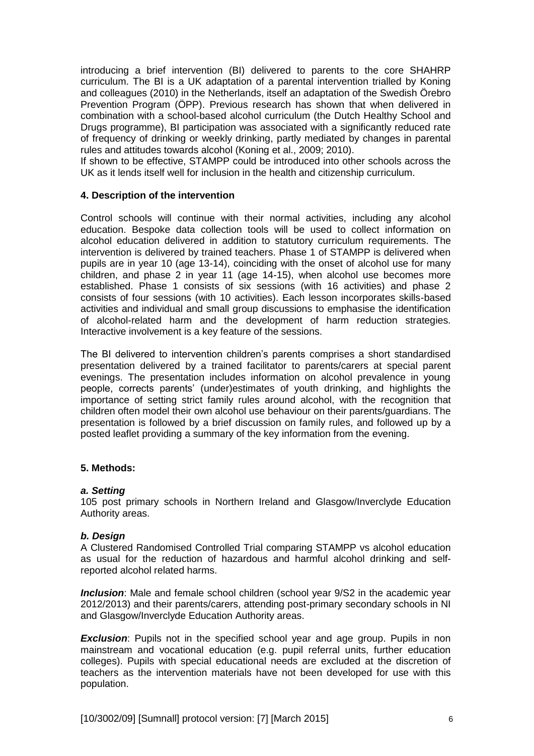introducing a brief intervention (BI) delivered to parents to the core SHAHRP curriculum. The BI is a UK adaptation of a parental intervention trialled by Koning and colleagues (2010) in the Netherlands, itself an adaptation of the Swedish Örebro Prevention Program (ÖPP). Previous research has shown that when delivered in combination with a school-based alcohol curriculum (the Dutch Healthy School and Drugs programme), BI participation was associated with a significantly reduced rate of frequency of drinking or weekly drinking, partly mediated by changes in parental rules and attitudes towards alcohol (Koning et al., 2009; 2010).

If shown to be effective, STAMPP could be introduced into other schools across the UK as it lends itself well for inclusion in the health and citizenship curriculum.

## 4. Description of the intervention

Control schools will continue with their normal activities, including any alcohol education. Bespoke data collection tools will be used to collect information on alcohol education delivered in addition to statutory curriculum requirements. The intervention is delivered by trained teachers. Phase 1 of STAMPP is delivered when pupils are in year 10 (age 13-14), coinciding with the onset of alcohol use for many children, and phase 2 in year 11 (age 14-15), when alcohol use becomes more established. Phase 1 consists of six sessions (with 16 activities) and phase 2 consists of four sessions (with 10 activities). Each lesson incorporates skills-based activities and individual and small group discussions to emphasise the identification of alcohol-related harm and the development of harm reduction strategies. Interactive involvement is a key feature of the sessions.

The BI delivered to intervention children's parents comprises a short standardised presentation delivered by a trained facilitator to parents/carers at special parent evenings. The presentation includes information on alcohol prevalence in young people, corrects parents' (under)estimates of youth drinking, and highlights the importance of setting strict family rules around alcohol, with the recognition that children often model their own alcohol use behaviour on their parents/guardians. The presentation is followed by a brief discussion on family rules, and followed up by a posted leaflet providing a summary of the key information from the evening.

## 5. Methods:

### *a. Setting*

105 post primary schools in Northern Ireland and Glasgow/Inverclyde Education Authority areas.

### *b. Design*

A Clustered Randomised Controlled Trial comparing STAMPP vs alcohol education as usual for the reduction of hazardous and harmful alcohol drinking and self-reported alcohol related harms.

***Inclusion***: Male and female school children (school year 9/S2 in the academic year 2012/2013) and their parents/carers, attending post-primary secondary schools in NI and Glasgow/Inverclyde Education Authority areas.

***Exclusion***: Pupils not in the specified school year and age group. Pupils in non mainstream and vocational education (e.g. pupil referral units, further education colleges). Pupils with special educational needs are excluded at the discretion of teachers as the intervention materials have not been developed for use with this population.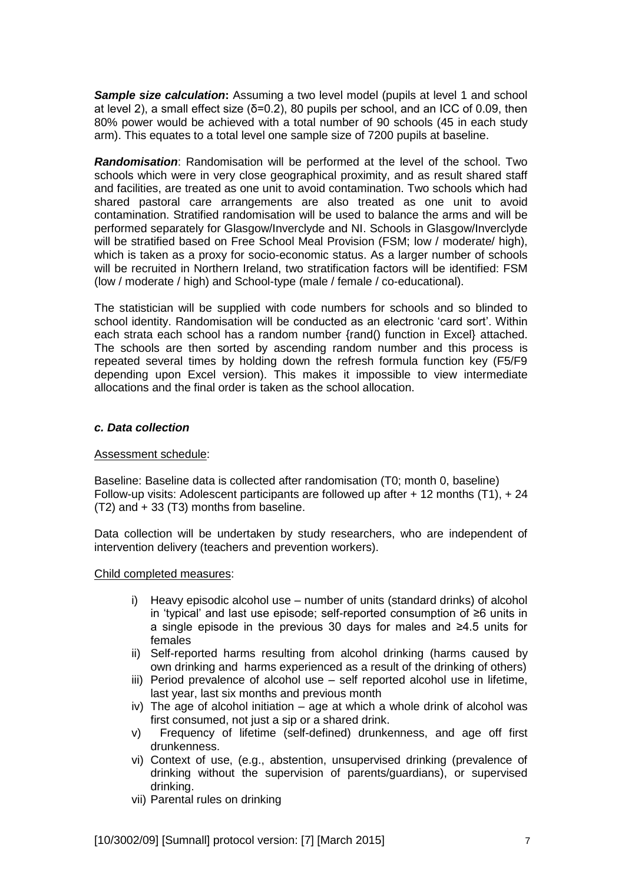***Sample size calculation*:** Assuming a two level model (pupils at level 1 and school at level 2), a small effect size (δ=0.2), 80 pupils per school, and an ICC of 0.09, then 80% power would be achieved with a total number of 90 schools (45 in each study arm). This equates to a total level one sample size of 7200 pupils at baseline.

***Randomisation***: Randomisation will be performed at the level of the school. Two schools which were in very close geographical proximity, and as result shared staff and facilities, are treated as one unit to avoid contamination. Two schools which had shared pastoral care arrangements are also treated as one unit to avoid contamination. Stratified randomisation will be used to balance the arms and will be performed separately for Glasgow/Inverclyde and NI. Schools in Glasgow/Inverclyde will be stratified based on Free School Meal Provision (FSM; low / moderate/ high), which is taken as a proxy for socio-economic status. As a larger number of schools will be recruited in Northern Ireland, two stratification factors will be identified: FSM (low / moderate / high) and School-type (male / female / co-educational).

The statistician will be supplied with code numbers for schools and so blinded to school identity. Randomisation will be conducted as an electronic 'card sort'. Within each strata each school has a random number {rand() function in Excel} attached. The schools are then sorted by ascending random number and this process is repeated several times by holding down the refresh formula function key (F5/F9 depending upon Excel version). This makes it impossible to view intermediate allocations and the final order is taken as the school allocation.

### *c. Data collection*

Assessment schedule:

Baseline: Baseline data is collected after randomisation (T0; month 0, baseline)
Follow-up visits: Adolescent participants are followed up after + 12 months (T1), + 24 (T2) and + 33 (T3) months from baseline.

Data collection will be undertaken by study researchers, who are independent of intervention delivery (teachers and prevention workers).

Child completed measures:

i) Heavy episodic alcohol use – number of units (standard drinks) of alcohol in 'typical' and last use episode; self-reported consumption of ≥6 units in a single episode in the previous 30 days for males and ≥4.5 units for females
ii) Self-reported harms resulting from alcohol drinking (harms caused by own drinking and harms experienced as a result of the drinking of others)
iii) Period prevalence of alcohol use – self reported alcohol use in lifetime, last year, last six months and previous month
iv) The age of alcohol initiation – age at which a whole drink of alcohol was first consumed, not just a sip or a shared drink.
v) Frequency of lifetime (self-defined) drunkenness, and age off first drunkenness.
vi) Context of use, (e.g., abstention, unsupervised drinking (prevalence of drinking without the supervision of parents/guardians), or supervised drinking.
vii) Parental rules on drinking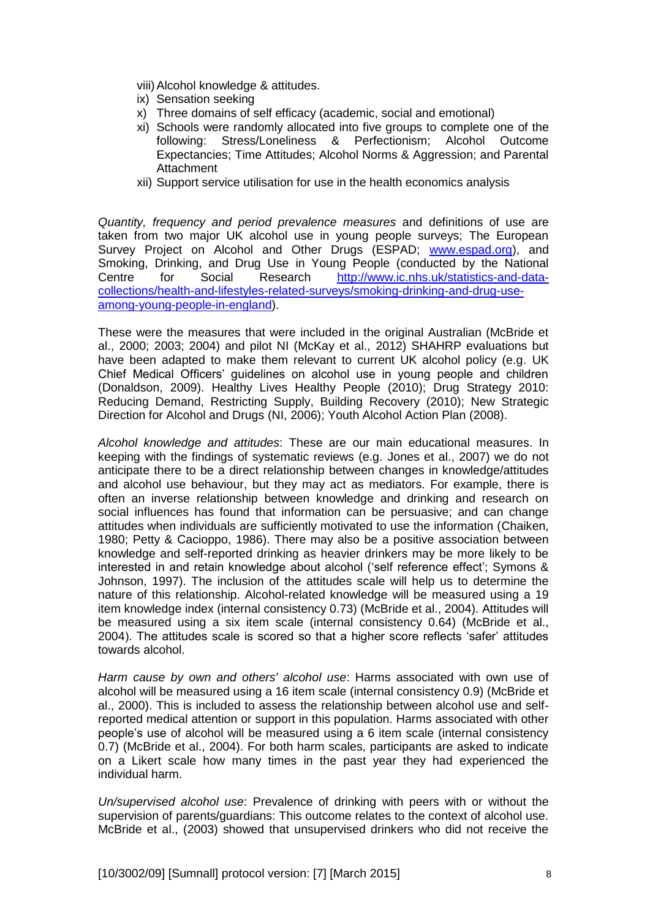viii) Alcohol knowledge & attitudes.
ix) Sensation seeking
x) Three domains of self efficacy (academic, social and emotional)
xi) Schools were randomly allocated into five groups to complete one of the following: Stress/Loneliness & Perfectionism; Alcohol Outcome Expectancies; Time Attitudes; Alcohol Norms & Aggression; and Parental Attachment
xii) Support service utilisation for use in the health economics analysis

*Quantity, frequency and period prevalence measures* and definitions of use are taken from two major UK alcohol use in young people surveys; The European Survey Project on Alcohol and Other Drugs (ESPAD; [www.espad.org](www.espad.org)), and Smoking, Drinking, and Drug Use in Young People (conducted by the National Centre for Social Research [http://www.ic.nhs.uk/statistics-and-data-collections/health-and-lifestyles-related-surveys/smoking-drinking-and-drug-use-among-young-people-in-england](http://www.ic.nhs.uk/statistics-and-data-collections/health-and-lifestyles-related-surveys/smoking-drinking-and-drug-use-among-young-people-in-england)).

These were the measures that were included in the original Australian (McBride et al., 2000; 2003; 2004) and pilot NI (McKay et al., 2012) SHAHRP evaluations but have been adapted to make them relevant to current UK alcohol policy (e.g. UK Chief Medical Officers' guidelines on alcohol use in young people and children (Donaldson, 2009). Healthy Lives Healthy People (2010); Drug Strategy 2010: Reducing Demand, Restricting Supply, Building Recovery (2010); New Strategic Direction for Alcohol and Drugs (NI, 2006); Youth Alcohol Action Plan (2008).

*Alcohol knowledge and attitudes*: These are our main educational measures. In keeping with the findings of systematic reviews (e.g. Jones et al., 2007) we do not anticipate there to be a direct relationship between changes in knowledge/attitudes and alcohol use behaviour, but they may act as mediators. For example, there is often an inverse relationship between knowledge and drinking and research on social influences has found that information can be persuasive; and can change attitudes when individuals are sufficiently motivated to use the information (Chaiken, 1980; Petty & Cacioppo, 1986). There may also be a positive association between knowledge and self-reported drinking as heavier drinkers may be more likely to be interested in and retain knowledge about alcohol ('self reference effect'; Symons & Johnson, 1997). The inclusion of the attitudes scale will help us to determine the nature of this relationship. Alcohol-related knowledge will be measured using a 19 item knowledge index (internal consistency 0.73) (McBride et al., 2004). Attitudes will be measured using a six item scale (internal consistency 0.64) (McBride et al., 2004). The attitudes scale is scored so that a higher score reflects 'safer' attitudes towards alcohol.

*Harm cause by own and others' alcohol use*: Harms associated with own use of alcohol will be measured using a 16 item scale (internal consistency 0.9) (McBride et al., 2000). This is included to assess the relationship between alcohol use and self-reported medical attention or support in this population. Harms associated with other people's use of alcohol will be measured using a 6 item scale (internal consistency 0.7) (McBride et al., 2004). For both harm scales, participants are asked to indicate on a Likert scale how many times in the past year they had experienced the individual harm.

*Un/supervised alcohol use*: Prevalence of drinking with peers with or without the supervision of parents/guardians: This outcome relates to the context of alcohol use. McBride et al., (2003) showed that unsupervised drinkers who did not receive the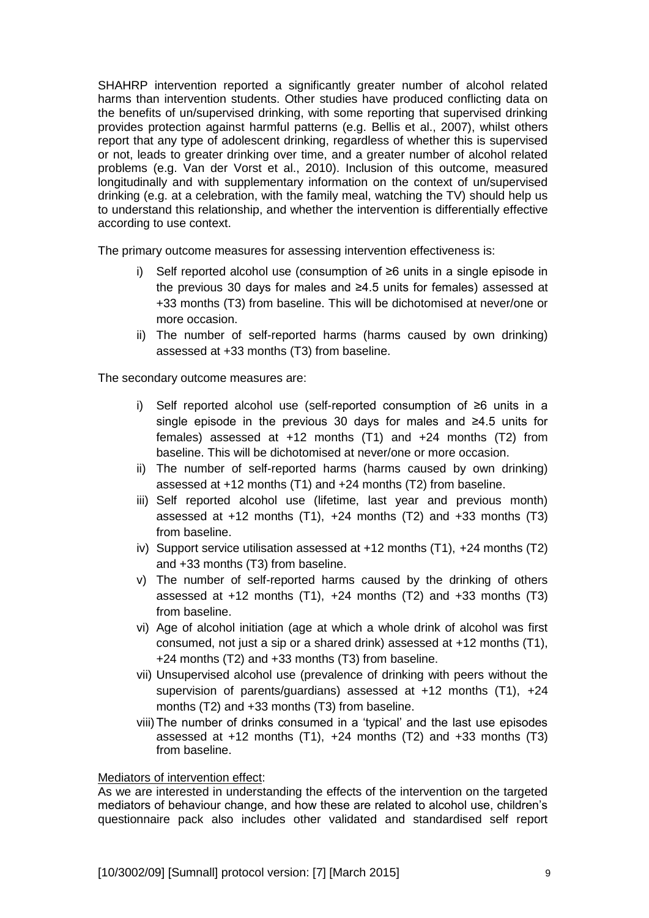SHAHRP intervention reported a significantly greater number of alcohol related harms than intervention students. Other studies have produced conflicting data on the benefits of un/supervised drinking, with some reporting that supervised drinking provides protection against harmful patterns (e.g. Bellis et al., 2007), whilst others report that any type of adolescent drinking, regardless of whether this is supervised or not, leads to greater drinking over time, and a greater number of alcohol related problems (e.g. Van der Vorst et al., 2010). Inclusion of this outcome, measured longitudinally and with supplementary information on the context of un/supervised drinking (e.g. at a celebration, with the family meal, watching the TV) should help us to understand this relationship, and whether the intervention is differentially effective according to use context.

The primary outcome measures for assessing intervention effectiveness is:

i) Self reported alcohol use (consumption of ≥6 units in a single episode in the previous 30 days for males and ≥4.5 units for females) assessed at +33 months (T3) from baseline. This will be dichotomised at never/one or more occasion.
ii) The number of self-reported harms (harms caused by own drinking) assessed at +33 months (T3) from baseline.

The secondary outcome measures are:

i) Self reported alcohol use (self-reported consumption of ≥6 units in a single episode in the previous 30 days for males and ≥4.5 units for females) assessed at +12 months (T1) and +24 months (T2) from baseline. This will be dichotomised at never/one or more occasion.
ii) The number of self-reported harms (harms caused by own drinking) assessed at +12 months (T1) and +24 months (T2) from baseline.
iii) Self reported alcohol use (lifetime, last year and previous month) assessed at +12 months (T1), +24 months (T2) and +33 months (T3) from baseline.
iv) Support service utilisation assessed at +12 months (T1), +24 months (T2) and +33 months (T3) from baseline.
v) The number of self-reported harms caused by the drinking of others assessed at +12 months (T1), +24 months (T2) and +33 months (T3) from baseline.
vi) Age of alcohol initiation (age at which a whole drink of alcohol was first consumed, not just a sip or a shared drink) assessed at +12 months (T1), +24 months (T2) and +33 months (T3) from baseline.
vii) Unsupervised alcohol use (prevalence of drinking with peers without the supervision of parents/guardians) assessed at +12 months (T1), +24 months (T2) and +33 months (T3) from baseline.
viii) The number of drinks consumed in a 'typical' and the last use episodes assessed at +12 months (T1), +24 months (T2) and +33 months (T3) from baseline.

<u>Mediators of intervention effect</u>:

As we are interested in understanding the effects of the intervention on the targeted mediators of behaviour change, and how these are related to alcohol use, children's questionnaire pack also includes other validated and standardised self report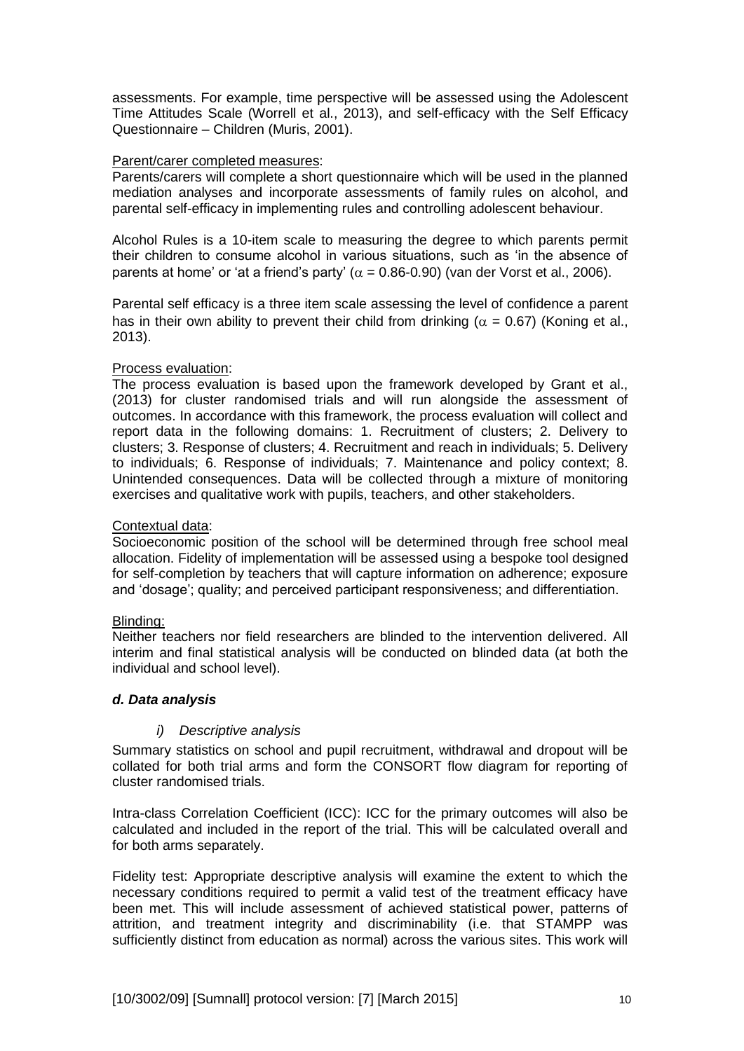assessments. For example, time perspective will be assessed using the Adolescent Time Attitudes Scale (Worrell et al., 2013), and self-efficacy with the Self Efficacy Questionnaire – Children (Muris, 2001).

Parent/carer completed measures:

Parents/carers will complete a short questionnaire which will be used in the planned mediation analyses and incorporate assessments of family rules on alcohol, and parental self-efficacy in implementing rules and controlling adolescent behaviour.

Alcohol Rules is a 10-item scale to measuring the degree to which parents permit their children to consume alcohol in various situations, such as 'in the absence of parents at home' or 'at a friend's party' ($\alpha$ = 0.86-0.90) (van der Vorst et al., 2006).

Parental self efficacy is a three item scale assessing the level of confidence a parent has in their own ability to prevent their child from drinking ($\alpha$ = 0.67) (Koning et al., 2013).

Process evaluation:

The process evaluation is based upon the framework developed by Grant et al., (2013) for cluster randomised trials and will run alongside the assessment of outcomes. In accordance with this framework, the process evaluation will collect and report data in the following domains: 1. Recruitment of clusters; 2. Delivery to clusters; 3. Response of clusters; 4. Recruitment and reach in individuals; 5. Delivery to individuals; 6. Response of individuals; 7. Maintenance and policy context; 8. Unintended consequences. Data will be collected through a mixture of monitoring exercises and qualitative work with pupils, teachers, and other stakeholders.

Contextual data:

Socioeconomic position of the school will be determined through free school meal allocation. Fidelity of implementation will be assessed using a bespoke tool designed for self-completion by teachers that will capture information on adherence; exposure and 'dosage'; quality; and perceived participant responsiveness; and differentiation.

Blinding:

Neither teachers nor field researchers are blinded to the intervention delivered. All interim and final statistical analysis will be conducted on blinded data (at both the individual and school level).

### *d. Data analysis*

*i) Descriptive analysis*

Summary statistics on school and pupil recruitment, withdrawal and dropout will be collated for both trial arms and form the CONSORT flow diagram for reporting of cluster randomised trials.

Intra-class Correlation Coefficient (ICC): ICC for the primary outcomes will also be calculated and included in the report of the trial. This will be calculated overall and for both arms separately.

Fidelity test: Appropriate descriptive analysis will examine the extent to which the necessary conditions required to permit a valid test of the treatment efficacy have been met. This will include assessment of achieved statistical power, patterns of attrition, and treatment integrity and discriminability (i.e. that STAMPP was sufficiently distinct from education as normal) across the various sites. This work will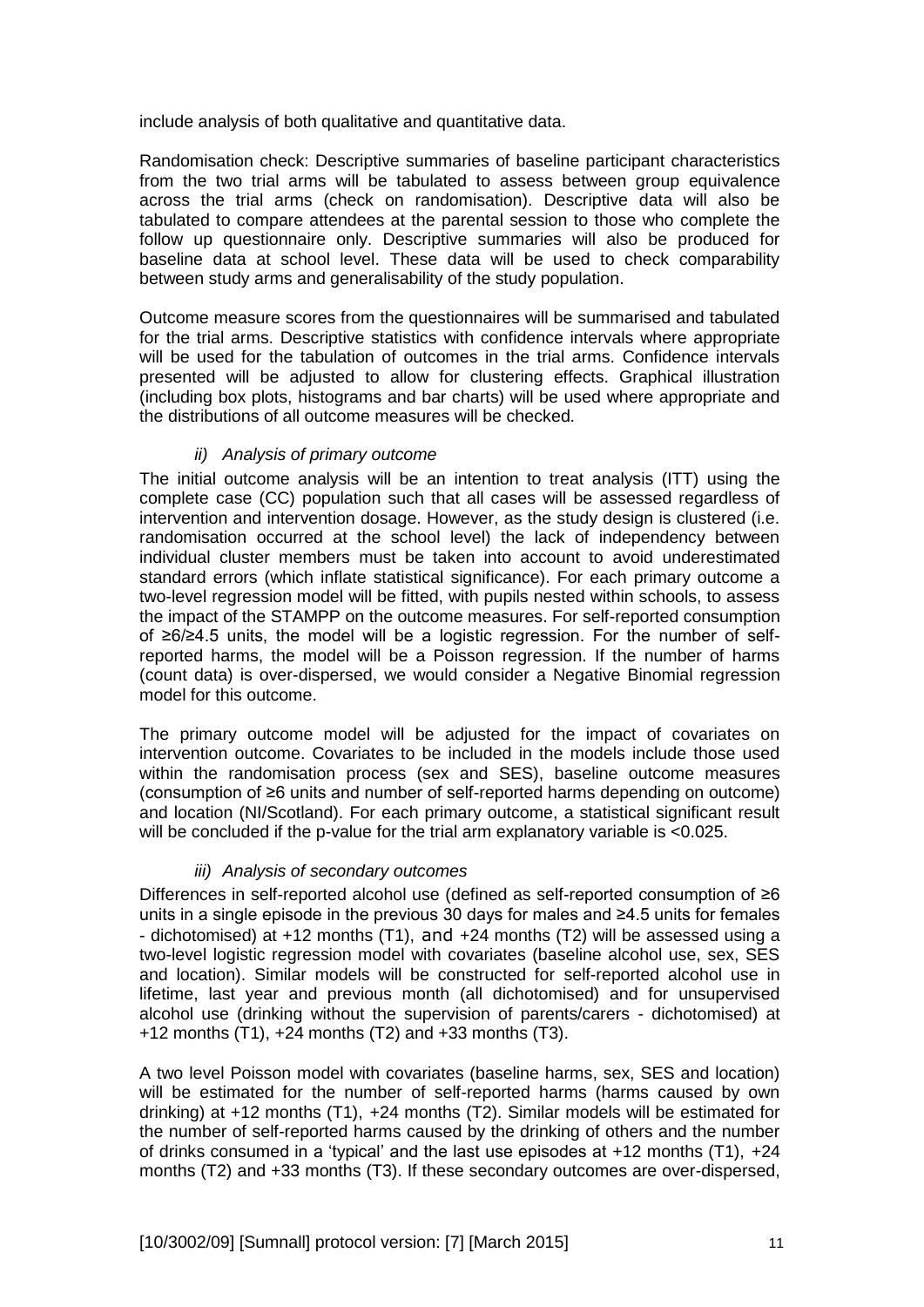include analysis of both qualitative and quantitative data.

Randomisation check: Descriptive summaries of baseline participant characteristics from the two trial arms will be tabulated to assess between group equivalence across the trial arms (check on randomisation). Descriptive data will also be tabulated to compare attendees at the parental session to those who complete the follow up questionnaire only. Descriptive summaries will also be produced for baseline data at school level. These data will be used to check comparability between study arms and generalisability of the study population.

Outcome measure scores from the questionnaires will be summarised and tabulated for the trial arms. Descriptive statistics with confidence intervals where appropriate will be used for the tabulation of outcomes in the trial arms. Confidence intervals presented will be adjusted to allow for clustering effects. Graphical illustration (including box plots, histograms and bar charts) will be used where appropriate and the distributions of all outcome measures will be checked.

*ii) Analysis of primary outcome*

The initial outcome analysis will be an intention to treat analysis (ITT) using the complete case (CC) population such that all cases will be assessed regardless of intervention and intervention dosage. However, as the study design is clustered (i.e. randomisation occurred at the school level) the lack of independency between individual cluster members must be taken into account to avoid underestimated standard errors (which inflate statistical significance). For each primary outcome a two-level regression model will be fitted, with pupils nested within schools, to assess the impact of the STAMPP on the outcome measures. For self-reported consumption of ≥6/≥4.5 units, the model will be a logistic regression. For the number of self-reported harms, the model will be a Poisson regression. If the number of harms (count data) is over-dispersed, we would consider a Negative Binomial regression model for this outcome.

The primary outcome model will be adjusted for the impact of covariates on intervention outcome. Covariates to be included in the models include those used within the randomisation process (sex and SES), baseline outcome measures (consumption of ≥6 units and number of self-reported harms depending on outcome) and location (NI/Scotland). For each primary outcome, a statistical significant result will be concluded if the p-value for the trial arm explanatory variable is <0.025.

*iii) Analysis of secondary outcomes*

Differences in self-reported alcohol use (defined as self-reported consumption of ≥6 units in a single episode in the previous 30 days for males and ≥4.5 units for females - dichotomised) at +12 months (T1), and +24 months (T2) will be assessed using a two-level logistic regression model with covariates (baseline alcohol use, sex, SES and location). Similar models will be constructed for self-reported alcohol use in lifetime, last year and previous month (all dichotomised) and for unsupervised alcohol use (drinking without the supervision of parents/carers - dichotomised) at +12 months (T1), +24 months (T2) and +33 months (T3).

A two level Poisson model with covariates (baseline harms, sex, SES and location) will be estimated for the number of self-reported harms (harms caused by own drinking) at +12 months (T1), +24 months (T2). Similar models will be estimated for the number of self-reported harms caused by the drinking of others and the number of drinks consumed in a 'typical' and the last use episodes at +12 months (T1), +24 months (T2) and +33 months (T3). If these secondary outcomes are over-dispersed,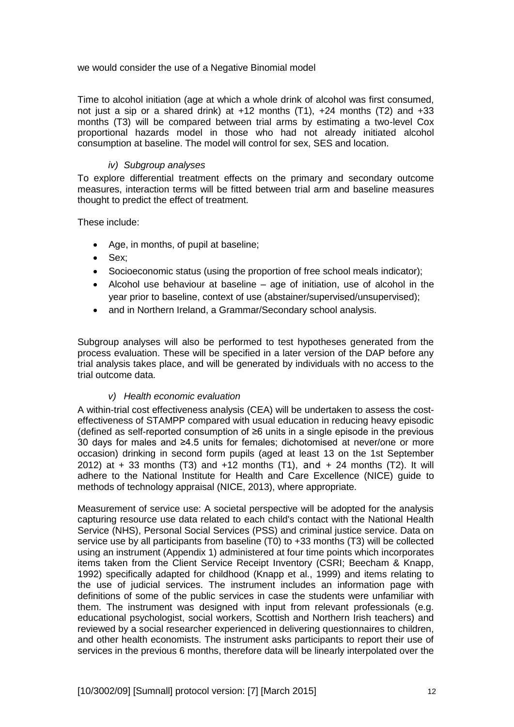we would consider the use of a Negative Binomial model

Time to alcohol initiation (age at which a whole drink of alcohol was first consumed, not just a sip or a shared drink) at +12 months (T1), +24 months (T2) and +33 months (T3) will be compared between trial arms by estimating a two-level Cox proportional hazards model in those who had not already initiated alcohol consumption at baseline. The model will control for sex, SES and location.

*iv) Subgroup analyses*

To explore differential treatment effects on the primary and secondary outcome measures, interaction terms will be fitted between trial arm and baseline measures thought to predict the effect of treatment.

These include:

- Age, in months, of pupil at baseline;
- Sex;
- Socioeconomic status (using the proportion of free school meals indicator);
- Alcohol use behaviour at baseline – age of initiation, use of alcohol in the year prior to baseline, context of use (abstainer/supervised/unsupervised);
- and in Northern Ireland, a Grammar/Secondary school analysis.

Subgroup analyses will also be performed to test hypotheses generated from the process evaluation. These will be specified in a later version of the DAP before any trial analysis takes place, and will be generated by individuals with no access to the trial outcome data.

*v) Health economic evaluation*

A within-trial cost effectiveness analysis (CEA) will be undertaken to assess the cost-effectiveness of STAMPP compared with usual education in reducing heavy episodic (defined as self-reported consumption of ≥6 units in a single episode in the previous 30 days for males and ≥4.5 units for females; dichotomised at never/one or more occasion) drinking in second form pupils (aged at least 13 on the 1st September 2012) at + 33 months (T3) and +12 months (T1), and + 24 months (T2). It will adhere to the National Institute for Health and Care Excellence (NICE) guide to methods of technology appraisal (NICE, 2013), where appropriate.

Measurement of service use: A societal perspective will be adopted for the analysis capturing resource use data related to each child's contact with the National Health Service (NHS), Personal Social Services (PSS) and criminal justice service. Data on service use by all participants from baseline (T0) to +33 months (T3) will be collected using an instrument (Appendix 1) administered at four time points which incorporates items taken from the Client Service Receipt Inventory (CSRI; Beecham & Knapp, 1992) specifically adapted for childhood (Knapp et al., 1999) and items relating to the use of judicial services. The instrument includes an information page with definitions of some of the public services in case the students were unfamiliar with them. The instrument was designed with input from relevant professionals (e.g. educational psychologist, social workers, Scottish and Northern Irish teachers) and reviewed by a social researcher experienced in delivering questionnaires to children, and other health economists. The instrument asks participants to report their use of services in the previous 6 months, therefore data will be linearly interpolated over the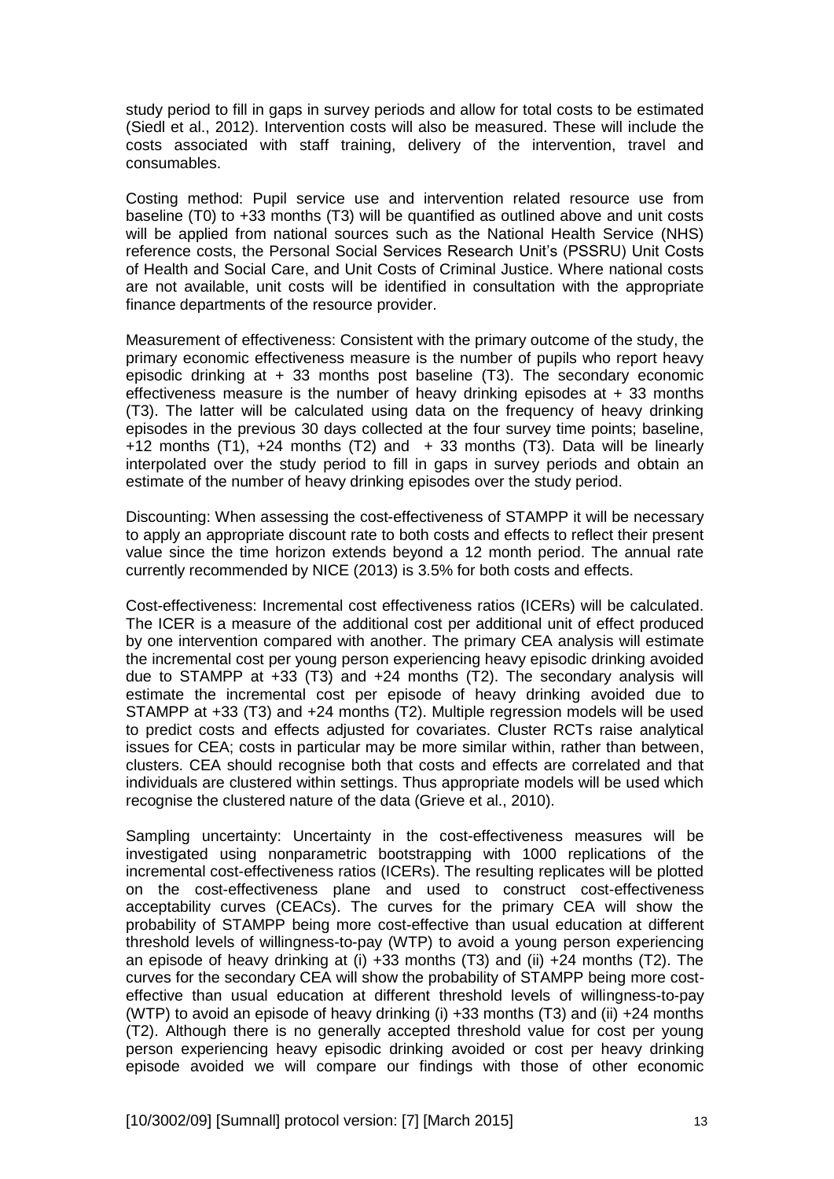study period to fill in gaps in survey periods and allow for total costs to be estimated (Siedl et al., 2012). Intervention costs will also be measured. These will include the costs associated with staff training, delivery of the intervention, travel and consumables.

Costing method: Pupil service use and intervention related resource use from baseline (T0) to +33 months (T3) will be quantified as outlined above and unit costs will be applied from national sources such as the National Health Service (NHS) reference costs, the Personal Social Services Research Unit's (PSSRU) Unit Costs of Health and Social Care, and Unit Costs of Criminal Justice. Where national costs are not available, unit costs will be identified in consultation with the appropriate finance departments of the resource provider.

Measurement of effectiveness: Consistent with the primary outcome of the study, the primary economic effectiveness measure is the number of pupils who report heavy episodic drinking at + 33 months post baseline (T3). The secondary economic effectiveness measure is the number of heavy drinking episodes at + 33 months (T3). The latter will be calculated using data on the frequency of heavy drinking episodes in the previous 30 days collected at the four survey time points; baseline, +12 months (T1), +24 months (T2) and + 33 months (T3). Data will be linearly interpolated over the study period to fill in gaps in survey periods and obtain an estimate of the number of heavy drinking episodes over the study period.

Discounting: When assessing the cost-effectiveness of STAMPP it will be necessary to apply an appropriate discount rate to both costs and effects to reflect their present value since the time horizon extends beyond a 12 month period. The annual rate currently recommended by NICE (2013) is 3.5% for both costs and effects.

Cost-effectiveness: Incremental cost effectiveness ratios (ICERs) will be calculated. The ICER is a measure of the additional cost per additional unit of effect produced by one intervention compared with another. The primary CEA analysis will estimate the incremental cost per young person experiencing heavy episodic drinking avoided due to STAMPP at +33 (T3) and +24 months (T2). The secondary analysis will estimate the incremental cost per episode of heavy drinking avoided due to STAMPP at +33 (T3) and +24 months (T2). Multiple regression models will be used to predict costs and effects adjusted for covariates. Cluster RCTs raise analytical issues for CEA; costs in particular may be more similar within, rather than between, clusters. CEA should recognise both that costs and effects are correlated and that individuals are clustered within settings. Thus appropriate models will be used which recognise the clustered nature of the data (Grieve et al., 2010).

Sampling uncertainty: Uncertainty in the cost-effectiveness measures will be investigated using nonparametric bootstrapping with 1000 replications of the incremental cost-effectiveness ratios (ICERs). The resulting replicates will be plotted on the cost-effectiveness plane and used to construct cost-effectiveness acceptability curves (CEACs). The curves for the primary CEA will show the probability of STAMPP being more cost-effective than usual education at different threshold levels of willingness-to-pay (WTP) to avoid a young person experiencing an episode of heavy drinking at (i) +33 months (T3) and (ii) +24 months (T2). The curves for the secondary CEA will show the probability of STAMPP being more cost-effective than usual education at different threshold levels of willingness-to-pay (WTP) to avoid an episode of heavy drinking (i) +33 months (T3) and (ii) +24 months (T2). Although there is no generally accepted threshold value for cost per young person experiencing heavy episodic drinking avoided or cost per heavy drinking episode avoided we will compare our findings with those of other economic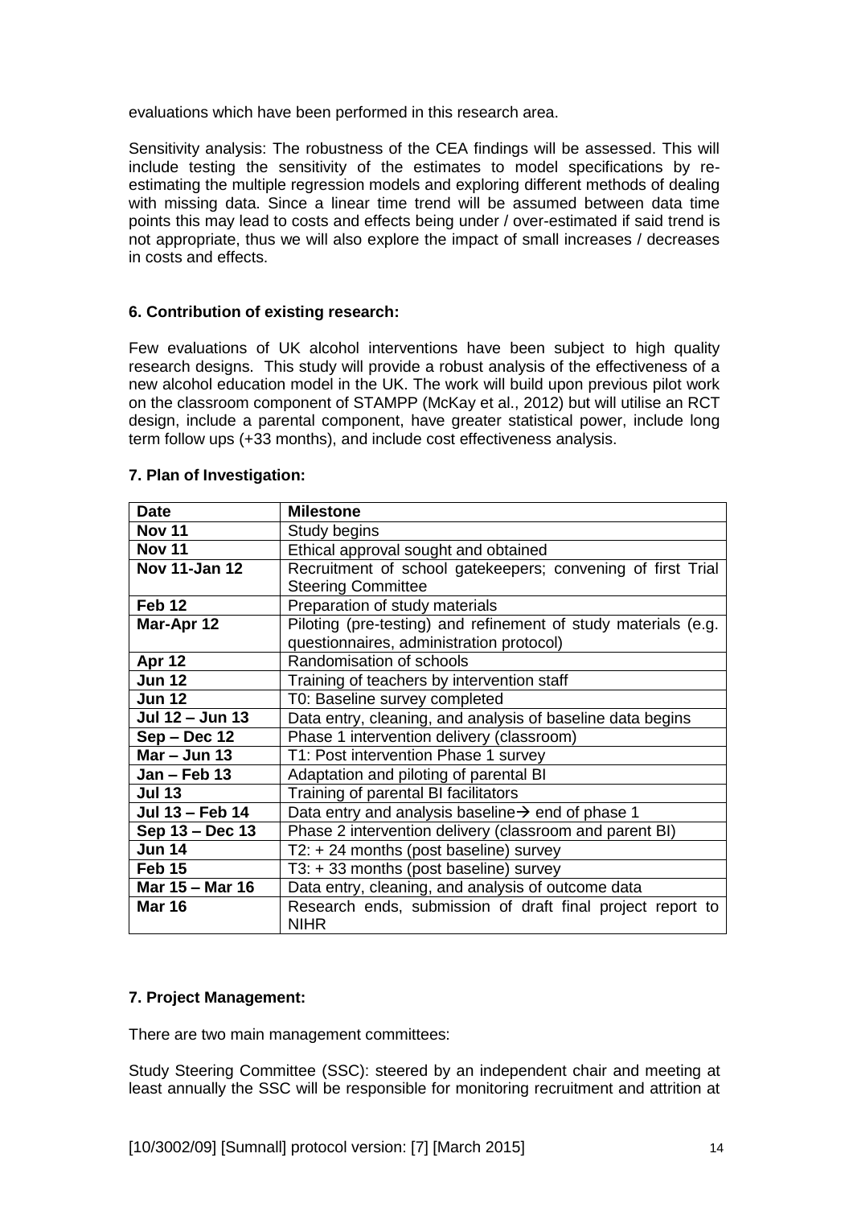evaluations which have been performed in this research area.

Sensitivity analysis: The robustness of the CEA findings will be assessed. This will include testing the sensitivity of the estimates to model specifications by re-estimating the multiple regression models and exploring different methods of dealing with missing data. Since a linear time trend will be assumed between data time points this may lead to costs and effects being under / over-estimated if said trend is not appropriate, thus we will also explore the impact of small increases / decreases in costs and effects.

**6. Contribution of existing research:**

Few evaluations of UK alcohol interventions have been subject to high quality research designs. This study will provide a robust analysis of the effectiveness of a new alcohol education model in the UK. The work will build upon previous pilot work on the classroom component of STAMPP (McKay et al., 2012) but will utilise an RCT design, include a parental component, have greater statistical power, include long term follow ups (+33 months), and include cost effectiveness analysis.

**7. Plan of Investigation:**

| Date | Milestone |
|---|---|
| **Nov 11** | Study begins |
| **Nov 11** | Ethical approval sought and obtained |
| **Nov 11-Jan 12** | Recruitment of school gatekeepers; convening of first Trial Steering Committee |
| **Feb 12** | Preparation of study materials |
| **Mar-Apr 12** | Piloting (pre-testing) and refinement of study materials (e.g. questionnaires, administration protocol) |
| **Apr 12** | Randomisation of schools |
| **Jun 12** | Training of teachers by intervention staff |
| **Jun 12** | T0: Baseline survey completed |
| **Jul 12 – Jun 13** | Data entry, cleaning, and analysis of baseline data begins |
| **Sep – Dec 12** | Phase 1 intervention delivery (classroom) |
| **Mar – Jun 13** | T1: Post intervention Phase 1 survey |
| **Jan – Feb 13** | Adaptation and piloting of parental BI |
| **Jul 13** | Training of parental BI facilitators |
| **Jul 13 – Feb 14** | Data entry and analysis baseline→ end of phase 1 |
| **Sep 13 – Dec 13** | Phase 2 intervention delivery (classroom and parent BI) |
| **Jun 14** | T2: + 24 months (post baseline) survey |
| **Feb 15** | T3: + 33 months (post baseline) survey |
| **Mar 15 – Mar 16** | Data entry, cleaning, and analysis of outcome data |
| **Mar 16** | Research ends, submission of draft final project report to NIHR |

**7. Project Management:**

There are two main management committees:

Study Steering Committee (SSC): steered by an independent chair and meeting at least annually the SSC will be responsible for monitoring recruitment and attrition at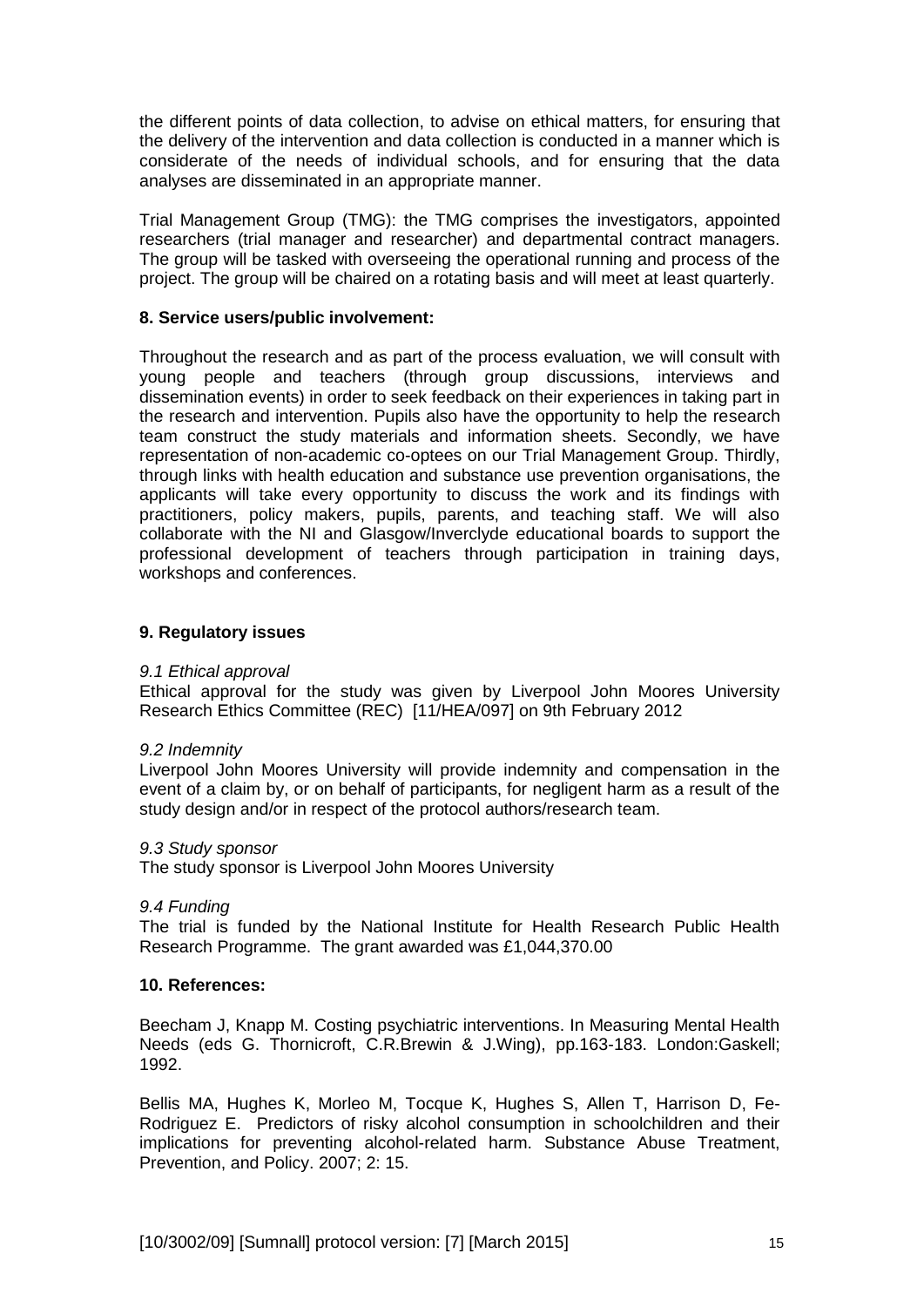the different points of data collection, to advise on ethical matters, for ensuring that the delivery of the intervention and data collection is conducted in a manner which is considerate of the needs of individual schools, and for ensuring that the data analyses are disseminated in an appropriate manner.

Trial Management Group (TMG): the TMG comprises the investigators, appointed researchers (trial manager and researcher) and departmental contract managers. The group will be tasked with overseeing the operational running and process of the project. The group will be chaired on a rotating basis and will meet at least quarterly.

## 8. Service users/public involvement:

Throughout the research and as part of the process evaluation, we will consult with young people and teachers (through group discussions, interviews and dissemination events) in order to seek feedback on their experiences in taking part in the research and intervention. Pupils also have the opportunity to help the research team construct the study materials and information sheets. Secondly, we have representation of non-academic co-optees on our Trial Management Group. Thirdly, through links with health education and substance use prevention organisations, the applicants will take every opportunity to discuss the work and its findings with practitioners, policy makers, pupils, parents, and teaching staff. We will also collaborate with the NI and Glasgow/Inverclyde educational boards to support the professional development of teachers through participation in training days, workshops and conferences.

## 9. Regulatory issues

*9.1 Ethical approval*

Ethical approval for the study was given by Liverpool John Moores University Research Ethics Committee (REC) [11/HEA/097] on 9th February 2012

*9.2 Indemnity*

Liverpool John Moores University will provide indemnity and compensation in the event of a claim by, or on behalf of participants, for negligent harm as a result of the study design and/or in respect of the protocol authors/research team.

*9.3 Study sponsor*

The study sponsor is Liverpool John Moores University

*9.4 Funding*

The trial is funded by the National Institute for Health Research Public Health Research Programme. The grant awarded was £1,044,370.00

## 10. References:

Beecham J, Knapp M. Costing psychiatric interventions. In Measuring Mental Health Needs (eds G. Thornicroft, C.R.Brewin & J.Wing), pp.163-183. London:Gaskell; 1992.

Bellis MA, Hughes K, Morleo M, Tocque K, Hughes S, Allen T, Harrison D, Fe-Rodriguez E. Predictors of risky alcohol consumption in schoolchildren and their implications for preventing alcohol-related harm. Substance Abuse Treatment, Prevention, and Policy. 2007; 2: 15.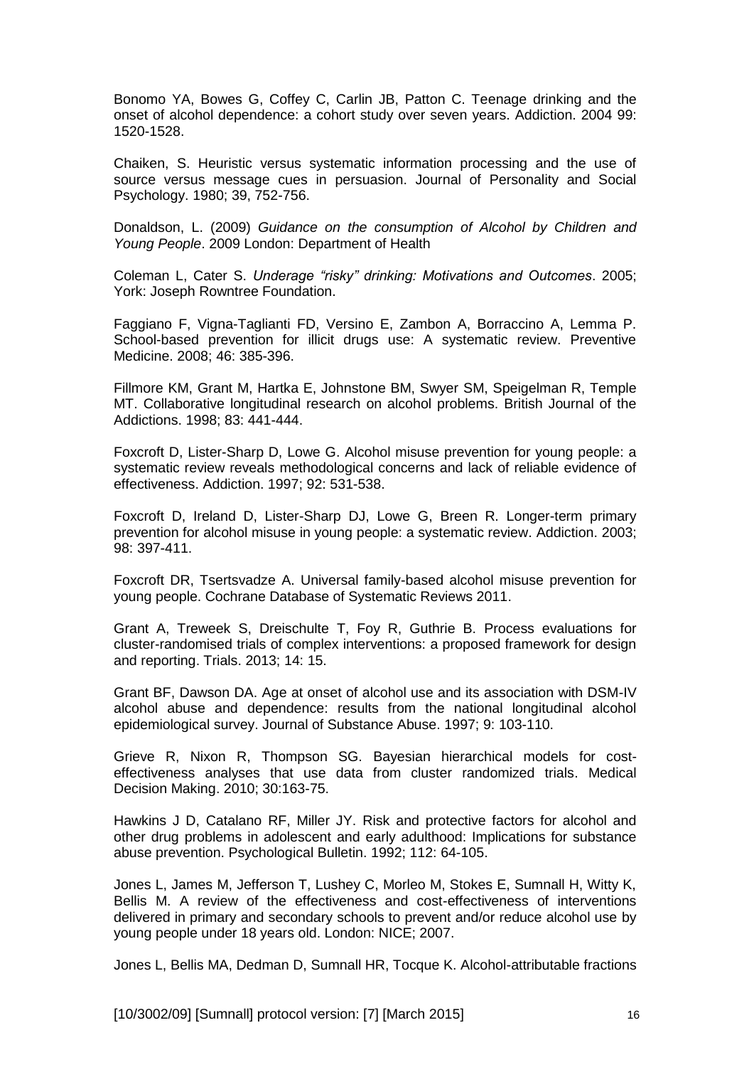Bonomo YA, Bowes G, Coffey C, Carlin JB, Patton C. Teenage drinking and the onset of alcohol dependence: a cohort study over seven years. Addiction. 2004 99: 1520-1528.

Chaiken, S. Heuristic versus systematic information processing and the use of source versus message cues in persuasion. Journal of Personality and Social Psychology. 1980; 39, 752-756.

Donaldson, L. (2009) *Guidance on the consumption of Alcohol by Children and Young People*. 2009 London: Department of Health

Coleman L, Cater S. *Underage "risky" drinking: Motivations and Outcomes*. 2005; York: Joseph Rowntree Foundation.

Faggiano F, Vigna-Taglianti FD, Versino E, Zambon A, Borraccino A, Lemma P. School-based prevention for illicit drugs use: A systematic review. Preventive Medicine. 2008; 46: 385-396.

Fillmore KM, Grant M, Hartka E, Johnstone BM, Swyer SM, Speigelman R, Temple MT. Collaborative longitudinal research on alcohol problems. British Journal of the Addictions. 1998; 83: 441-444.

Foxcroft D, Lister-Sharp D, Lowe G. Alcohol misuse prevention for young people: a systematic review reveals methodological concerns and lack of reliable evidence of effectiveness. Addiction. 1997; 92: 531-538.

Foxcroft D, Ireland D, Lister-Sharp DJ, Lowe G, Breen R. Longer-term primary prevention for alcohol misuse in young people: a systematic review. Addiction. 2003; 98: 397-411.

Foxcroft DR, Tsertsvadze A. Universal family-based alcohol misuse prevention for young people. Cochrane Database of Systematic Reviews 2011.

Grant A, Treweek S, Dreischulte T, Foy R, Guthrie B. Process evaluations for cluster-randomised trials of complex interventions: a proposed framework for design and reporting. Trials. 2013; 14: 15.

Grant BF, Dawson DA. Age at onset of alcohol use and its association with DSM-IV alcohol abuse and dependence: results from the national longitudinal alcohol epidemiological survey. Journal of Substance Abuse. 1997; 9: 103-110.

Grieve R, Nixon R, Thompson SG. Bayesian hierarchical models for cost-effectiveness analyses that use data from cluster randomized trials. Medical Decision Making. 2010; 30:163-75.

Hawkins J D, Catalano RF, Miller JY. Risk and protective factors for alcohol and other drug problems in adolescent and early adulthood: Implications for substance abuse prevention. Psychological Bulletin. 1992; 112: 64-105.

Jones L, James M, Jefferson T, Lushey C, Morleo M, Stokes E, Sumnall H, Witty K, Bellis M. A review of the effectiveness and cost-effectiveness of interventions delivered in primary and secondary schools to prevent and/or reduce alcohol use by young people under 18 years old. London: NICE; 2007.

Jones L, Bellis MA, Dedman D, Sumnall HR, Tocque K. Alcohol-attributable fractions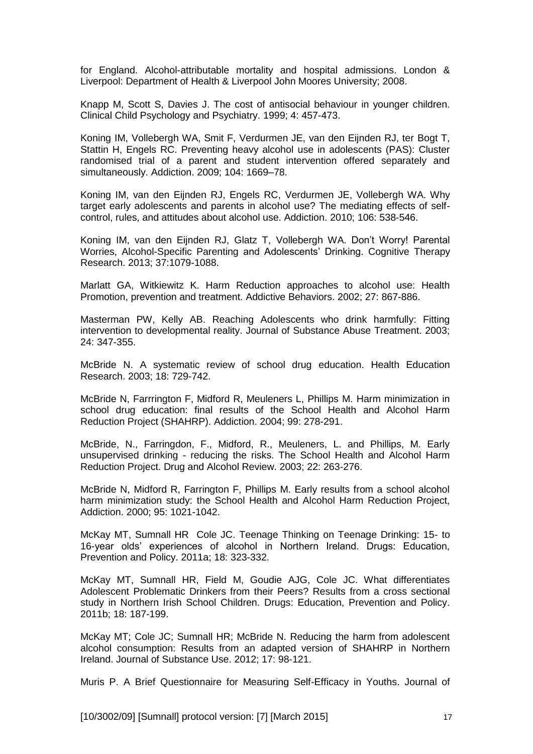for England. Alcohol-attributable mortality and hospital admissions. London & Liverpool: Department of Health & Liverpool John Moores University; 2008.

Knapp M, Scott S, Davies J. The cost of antisocial behaviour in younger children. Clinical Child Psychology and Psychiatry. 1999; 4: 457-473.

Koning IM, Vollebergh WA, Smit F, Verdurmen JE, van den Eijnden RJ, ter Bogt T, Stattin H, Engels RC. Preventing heavy alcohol use in adolescents (PAS): Cluster randomised trial of a parent and student intervention offered separately and simultaneously. Addiction. 2009; 104: 1669–78.

Koning IM, van den Eijnden RJ, Engels RC, Verdurmen JE, Vollebergh WA. Why target early adolescents and parents in alcohol use? The mediating effects of self-control, rules, and attitudes about alcohol use. Addiction. 2010; 106: 538-546.

Koning IM, van den Eijnden RJ, Glatz T, Vollebergh WA. Don't Worry! Parental Worries, Alcohol-Specific Parenting and Adolescents' Drinking. Cognitive Therapy Research. 2013; 37:1079-1088.

Marlatt GA, Witkiewitz K. Harm Reduction approaches to alcohol use: Health Promotion, prevention and treatment. Addictive Behaviors. 2002; 27: 867-886.

Masterman PW, Kelly AB. Reaching Adolescents who drink harmfully: Fitting intervention to developmental reality. Journal of Substance Abuse Treatment. 2003; 24: 347-355.

McBride N. A systematic review of school drug education. Health Education Research. 2003; 18: 729-742.

McBride N, Farrrington F, Midford R, Meuleners L, Phillips M. Harm minimization in school drug education: final results of the School Health and Alcohol Harm Reduction Project (SHAHRP). Addiction. 2004; 99: 278-291.

McBride, N., Farringdon, F., Midford, R., Meuleners, L. and Phillips, M. Early unsupervised drinking - reducing the risks. The School Health and Alcohol Harm Reduction Project. Drug and Alcohol Review. 2003; 22: 263-276.

McBride N, Midford R, Farrington F, Phillips M. Early results from a school alcohol harm minimization study: the School Health and Alcohol Harm Reduction Project, Addiction. 2000; 95: 1021-1042.

McKay MT, Sumnall HR Cole JC. Teenage Thinking on Teenage Drinking: 15- to 16-year olds' experiences of alcohol in Northern Ireland. Drugs: Education, Prevention and Policy. 2011a; 18: 323-332.

McKay MT, Sumnall HR, Field M, Goudie AJG, Cole JC. What differentiates Adolescent Problematic Drinkers from their Peers? Results from a cross sectional study in Northern Irish School Children. Drugs: Education, Prevention and Policy. 2011b; 18: 187-199.

McKay MT; Cole JC; Sumnall HR; McBride N. Reducing the harm from adolescent alcohol consumption: Results from an adapted version of SHAHRP in Northern Ireland. Journal of Substance Use. 2012; 17: 98-121.

Muris P. A Brief Questionnaire for Measuring Self-Efficacy in Youths. Journal of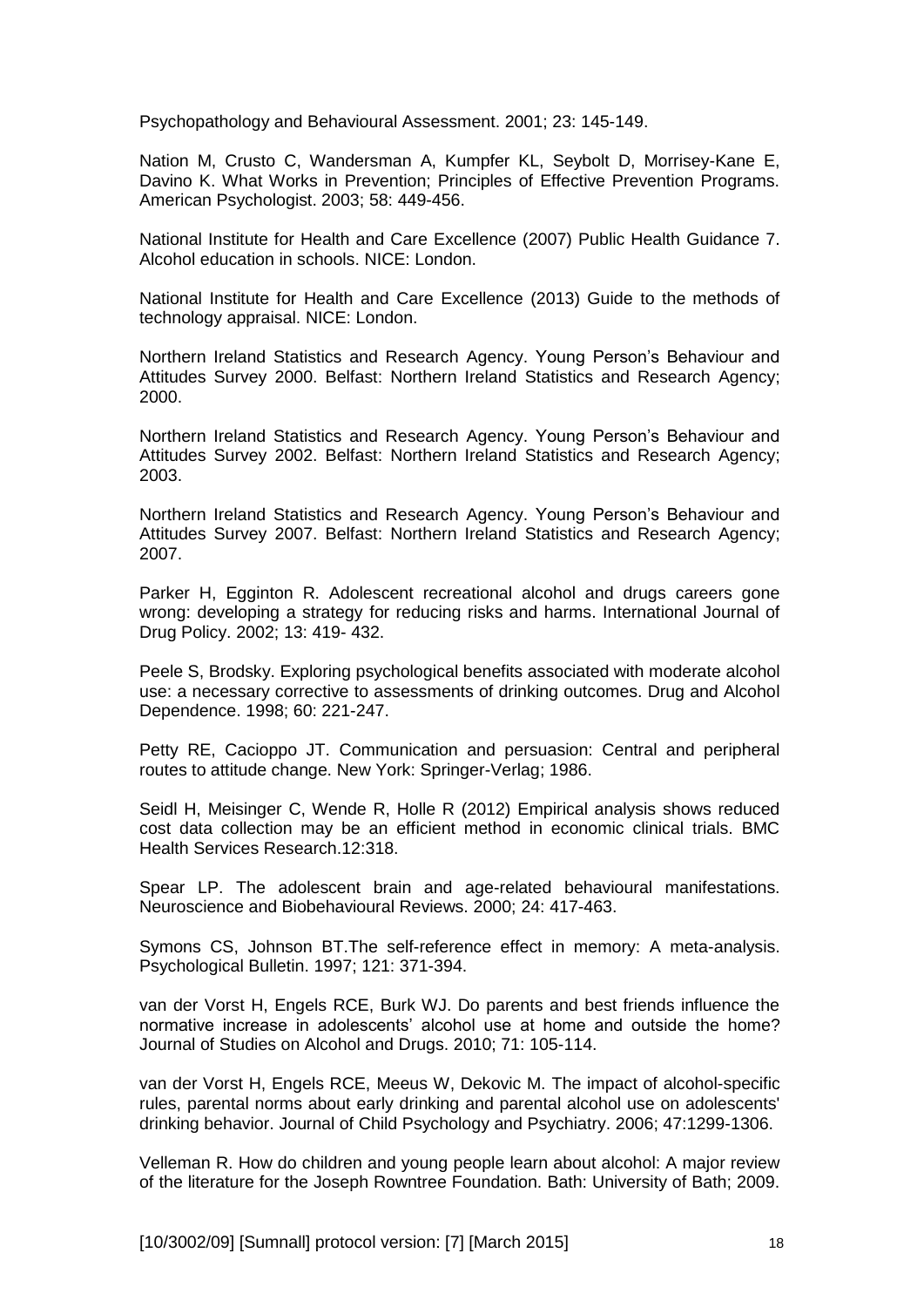Psychopathology and Behavioural Assessment. 2001; 23: 145-149.

Nation M, Crusto C, Wandersman A, Kumpfer KL, Seybolt D, Morrisey-Kane E, Davino K. What Works in Prevention; Principles of Effective Prevention Programs. American Psychologist. 2003; 58: 449-456.

National Institute for Health and Care Excellence (2007) Public Health Guidance 7. Alcohol education in schools. NICE: London.

National Institute for Health and Care Excellence (2013) Guide to the methods of technology appraisal. NICE: London.

Northern Ireland Statistics and Research Agency. Young Person's Behaviour and Attitudes Survey 2000. Belfast: Northern Ireland Statistics and Research Agency; 2000.

Northern Ireland Statistics and Research Agency. Young Person's Behaviour and Attitudes Survey 2002. Belfast: Northern Ireland Statistics and Research Agency; 2003.

Northern Ireland Statistics and Research Agency. Young Person's Behaviour and Attitudes Survey 2007. Belfast: Northern Ireland Statistics and Research Agency; 2007.

Parker H, Egginton R. Adolescent recreational alcohol and drugs careers gone wrong: developing a strategy for reducing risks and harms. International Journal of Drug Policy. 2002; 13: 419- 432.

Peele S, Brodsky. Exploring psychological benefits associated with moderate alcohol use: a necessary corrective to assessments of drinking outcomes. Drug and Alcohol Dependence. 1998; 60: 221-247.

Petty RE, Cacioppo JT. Communication and persuasion: Central and peripheral routes to attitude change. New York: Springer-Verlag; 1986.

Seidl H, Meisinger C, Wende R, Holle R (2012) Empirical analysis shows reduced cost data collection may be an efficient method in economic clinical trials. BMC Health Services Research.12:318.

Spear LP. The adolescent brain and age-related behavioural manifestations. Neuroscience and Biobehavioural Reviews. 2000; 24: 417-463.

Symons CS, Johnson BT.The self-reference effect in memory: A meta-analysis. Psychological Bulletin. 1997; 121: 371-394.

van der Vorst H, Engels RCE, Burk WJ. Do parents and best friends influence the normative increase in adolescents' alcohol use at home and outside the home? Journal of Studies on Alcohol and Drugs. 2010; 71: 105-114.

van der Vorst H, Engels RCE, Meeus W, Dekovic M. The impact of alcohol-specific rules, parental norms about early drinking and parental alcohol use on adolescents' drinking behavior. Journal of Child Psychology and Psychiatry. 2006; 47:1299-1306.

Velleman R. How do children and young people learn about alcohol: A major review of the literature for the Joseph Rowntree Foundation. Bath: University of Bath; 2009.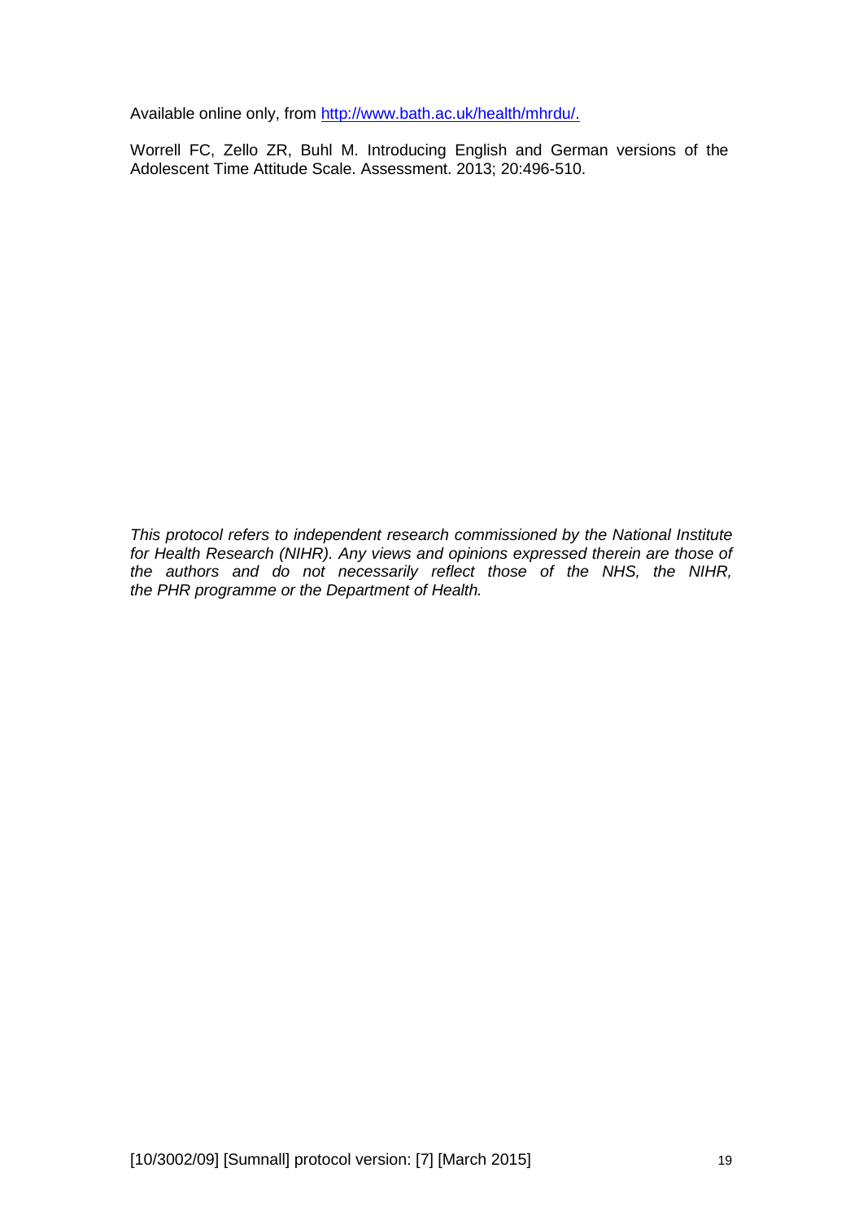Available online only, from [http://www.bath.ac.uk/health/mhrdu/.](http://www.bath.ac.uk/health/mhrdu/)

Worrell FC, Zello ZR, Buhl M. Introducing English and German versions of the Adolescent Time Attitude Scale. Assessment. 2013; 20:496-510.

*This protocol refers to independent research commissioned by the National Institute for Health Research (NIHR). Any views and opinions expressed therein are those of the authors and do not necessarily reflect those of the NHS, the NIHR, the PHR programme or the Department of Health.*